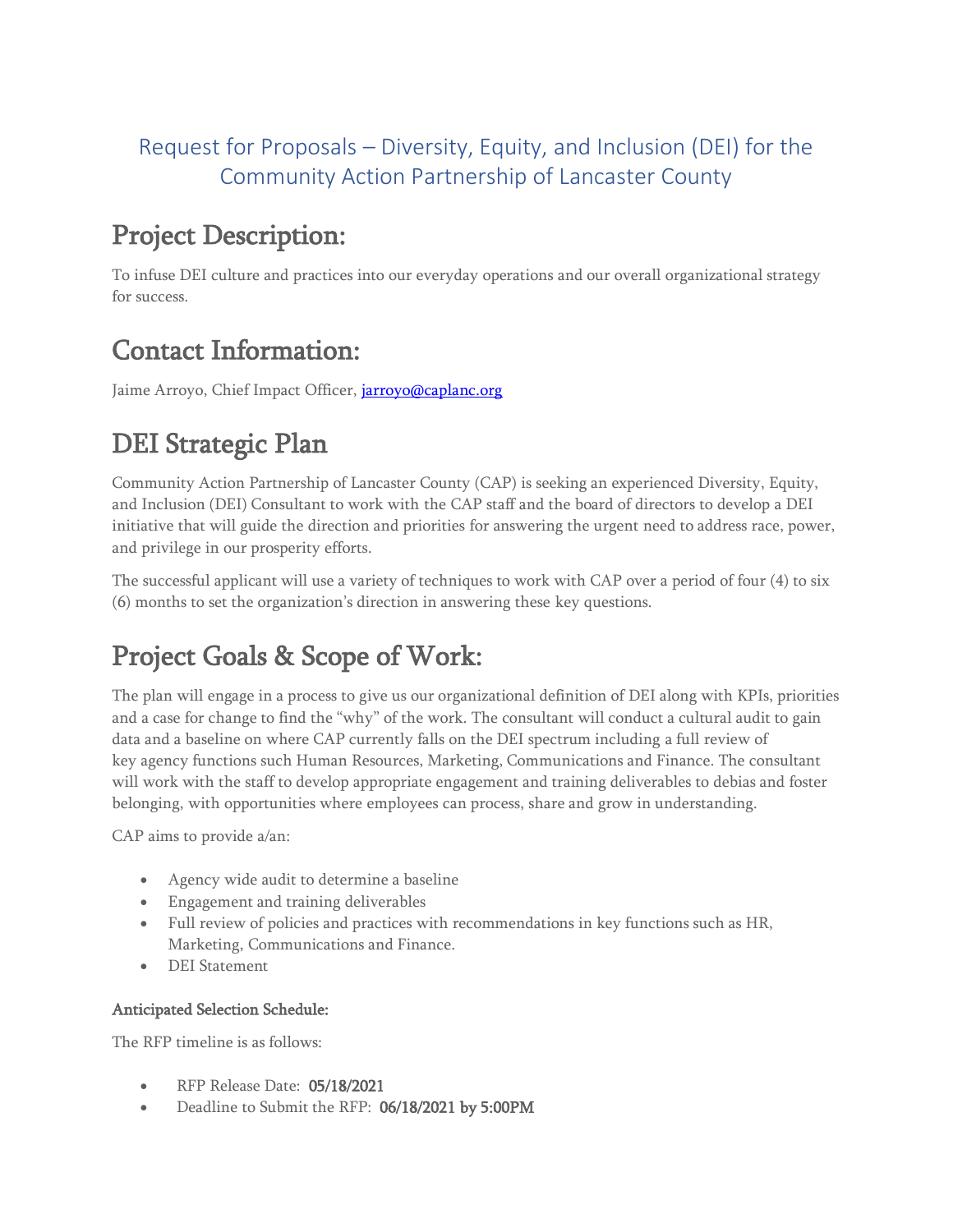# Request for Proposals – Diversity, Equity, and Inclusion (DEI) for the Community Action Partnership of Lancaster County

## Project Description:

To infuse DEI culture and practices into our everyday operations and our overall organizational strategy for success.

## Contact Information:

Jaime Arroyo, Chief Impact Officer, jarroyo@caplanc.org

## DEI Strategic Plan

Community Action Partnership of Lancaster County (CAP) is seeking an experienced Diversity, Equity, and Inclusion (DEI) Consultant to work with the CAP staff and the board of directors to develop a DEI initiative that will guide the direction and priorities for answering the urgent need to address race, power, and privilege in our prosperity efforts.

The successful applicant will use a variety of techniques to work with CAP over a period of four (4) to six (6) months to set the organization's direction in answering these key questions.

## Project Goals & Scope of Work:

The plan will engage in a process to give us our organizational definition of DEI along with KPIs, priorities and a case for change to find the "why" of the work. The consultant will conduct a cultural audit to gain data and a baseline on where CAP currently falls on the DEI spectrum including a full review of key agency functions such Human Resources, Marketing, Communications and Finance. The consultant will work with the staff to develop appropriate engagement and training deliverables to debias and foster belonging, with opportunities where employees can process, share and grow in understanding.

CAP aims to provide a/an:

- Agency wide audit to determine a baseline
- Engagement and training deliverables
- Full review of policies and practices with recommendations in key functions such as HR, Marketing, Communications and Finance.
- DEI Statement

### Anticipated Selection Schedule:

The RFP timeline is as follows:

- RFP Release Date: **05/18/2021**
- Deadline to Submit the RFP: **06/18/2021 by 5:00PM**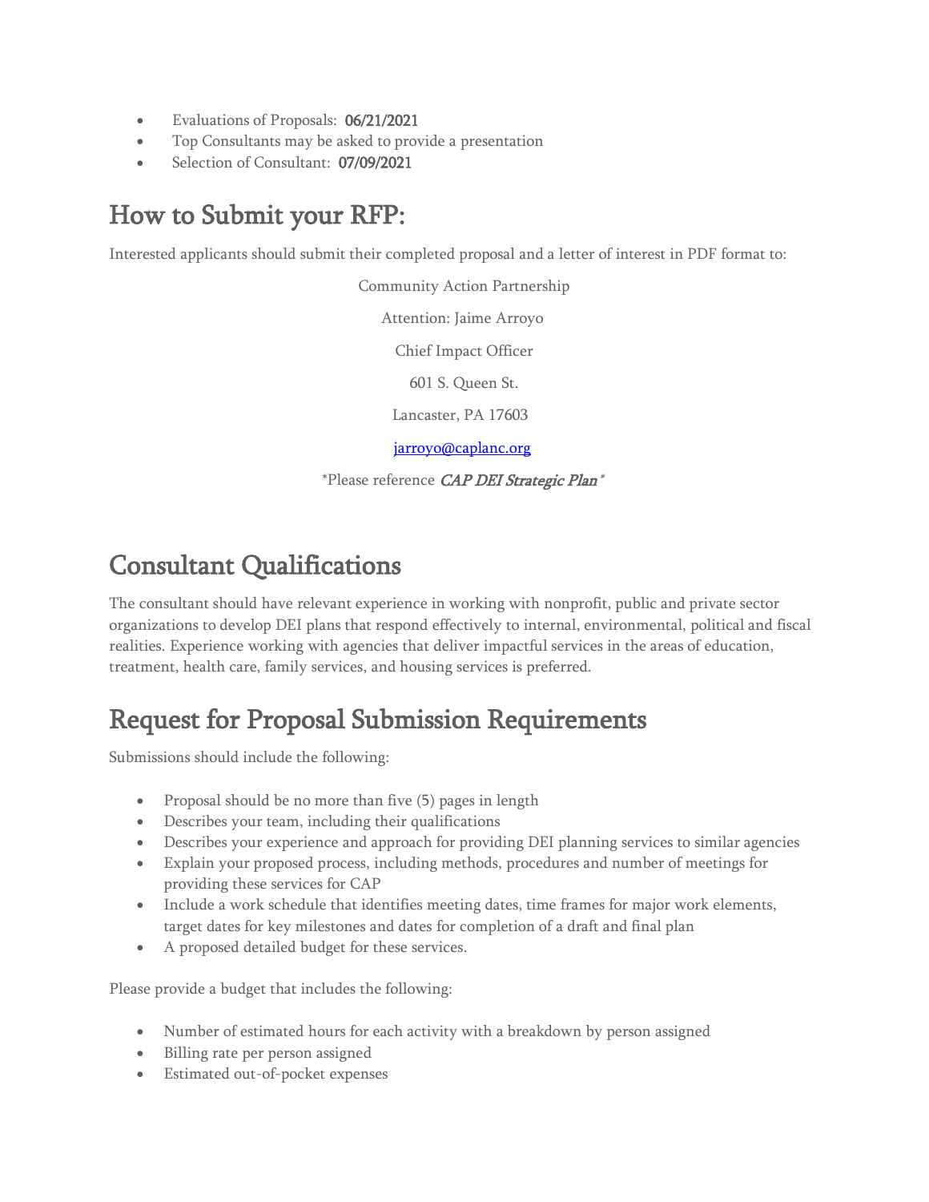- Evaluations of Proposals: **06/21/2021**
- Top Consultants may be asked to provide a presentation
- Selection of Consultant: **07/09/2021**

# How to Submit your RFP:

Interested applicants should submit their completed proposal and a letter of interest in PDF format to:

Community Action Partnership

Attention: Jaime Arroyo

Chief Impact Officer

601 S. Queen St.

Lancaster, PA 17603

jarroyo@caplanc.org

*Please reference *CAP DEI Strategic Plan**

# Consultant Qualifications

The consultant should have relevant experience in working with nonprofit, public and private sector organizations to develop DEI plans that respond effectively to internal, environmental, political and fiscal realities. Experience working with agencies that deliver impactful services in the areas of education, treatment, health care, family services, and housing services is preferred.

# Request for Proposal Submission Requirements

Submissions should include the following:

- Proposal should be no more than five (5) pages in length
- Describes your team, including their qualifications
- Describes your experience and approach for providing DEI planning services to similar agencies
- Explain your proposed process, including methods, procedures and number of meetings for providing these services for CAP
- Include a work schedule that identifies meeting dates, time frames for major work elements, target dates for key milestones and dates for completion of a draft and final plan
- A proposed detailed budget for these services.

Please provide a budget that includes the following:

- Number of estimated hours for each activity with a breakdown by person assigned
- Billing rate per person assigned
- Estimated out-of-pocket expenses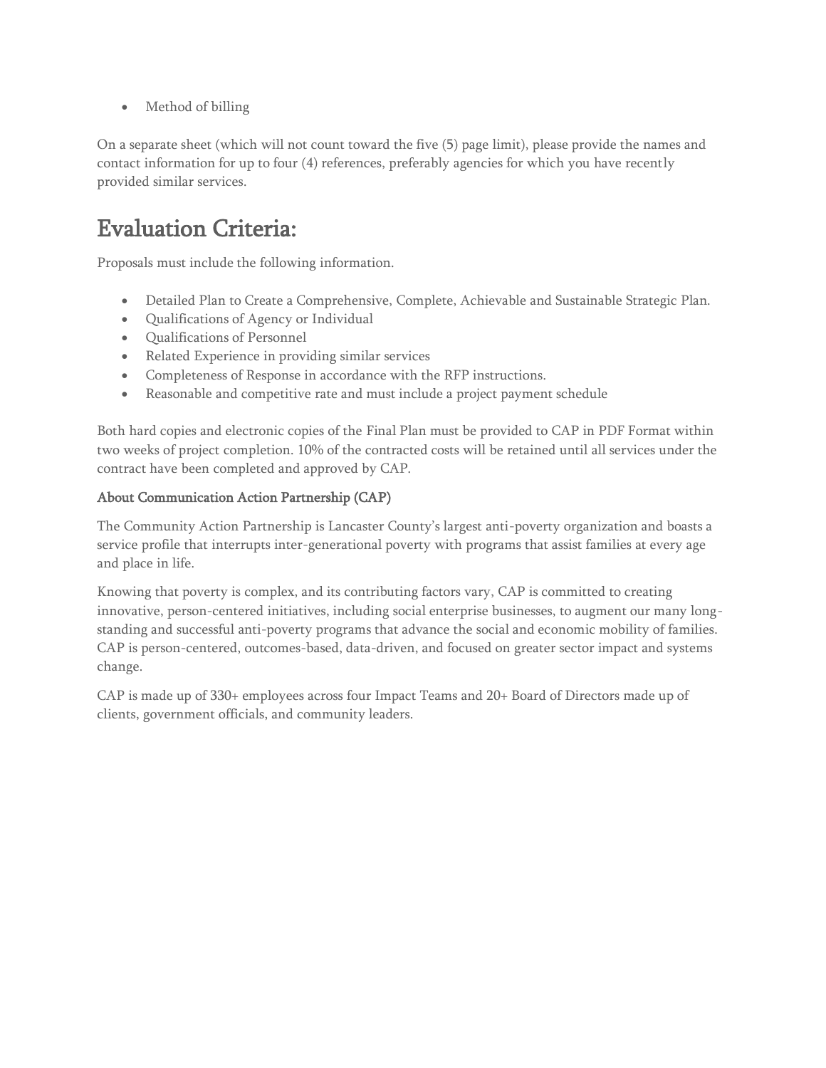- Method of billing

On a separate sheet (which will not count toward the five (5) page limit), please provide the names and contact information for up to four (4) references, preferably agencies for which you have recently provided similar services.

# Evaluation Criteria:

Proposals must include the following information.

- Detailed Plan to Create a Comprehensive, Complete, Achievable and Sustainable Strategic Plan.
- Qualifications of Agency or Individual
- Qualifications of Personnel
- Related Experience in providing similar services
- Completeness of Response in accordance with the RFP instructions.
- Reasonable and competitive rate and must include a project payment schedule

Both hard copies and electronic copies of the Final Plan must be provided to CAP in PDF Format within two weeks of project completion. 10% of the contracted costs will be retained until all services under the contract have been completed and approved by CAP.

### About Communication Action Partnership (CAP)

The Community Action Partnership is Lancaster County's largest anti-poverty organization and boasts a service profile that interrupts inter-generational poverty with programs that assist families at every age and place in life.

Knowing that poverty is complex, and its contributing factors vary, CAP is committed to creating innovative, person-centered initiatives, including social enterprise businesses, to augment our many long-standing and successful anti-poverty programs that advance the social and economic mobility of families. CAP is person-centered, outcomes-based, data-driven, and focused on greater sector impact and systems change.

CAP is made up of 330+ employees across four Impact Teams and 20+ Board of Directors made up of clients, government officials, and community leaders.